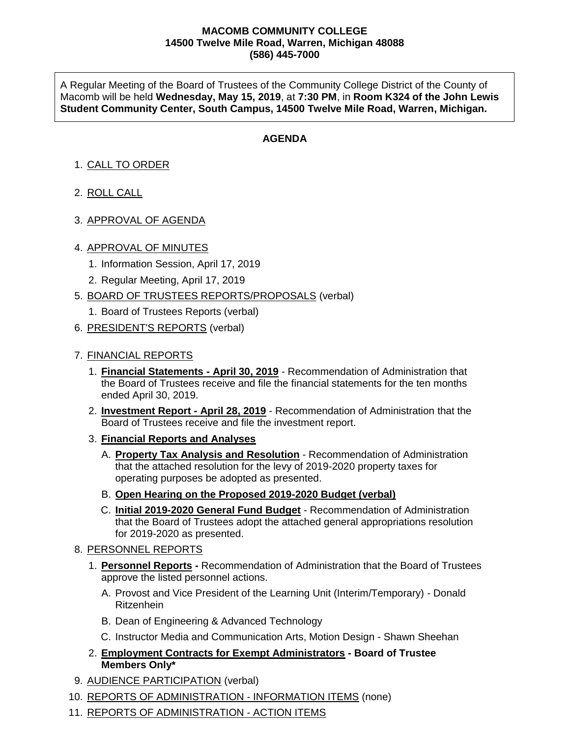**MACOMB COMMUNITY COLLEGE**
**14500 Twelve Mile Road, Warren, Michigan 48088**
**(586) 445-7000**

A Regular Meeting of the Board of Trustees of the Community College District of the County of Macomb will be held **Wednesday, May 15, 2019**, at **7:30 PM**, in **Room K324 of the John Lewis Student Community Center, South Campus, 14500 Twelve Mile Road, Warren, Michigan.**

## AGENDA

1. <u>CALL TO ORDER</u>
2. <u>ROLL CALL</u>
3. <u>APPROVAL OF AGENDA</u>
4. <u>APPROVAL OF MINUTES</u>
    1. Information Session, April 17, 2019
    2. Regular Meeting, April 17, 2019
5. <u>BOARD OF TRUSTEES REPORTS/PROPOSALS</u> (verbal)
    1. Board of Trustees Reports (verbal)
6. <u>PRESIDENT'S REPORTS</u> (verbal)
7. <u>FINANCIAL REPORTS</u>
    1. **<u>Financial Statements - April 30, 2019</u>** - Recommendation of Administration that the Board of Trustees receive and file the financial statements for the ten months ended April 30, 2019.
    2. **<u>Investment Report - April 28, 2019</u>** - Recommendation of Administration that the Board of Trustees receive and file the investment report.
    3. **<u>Financial Reports and Analyses</u>**
        - A. **<u>Property Tax Analysis and Resolution</u>** - Recommendation of Administration that the attached resolution for the levy of 2019-2020 property taxes for operating purposes be adopted as presented.
        - B. **<u>Open Hearing on the Proposed 2019-2020 Budget (verbal)</u>**
        - C. **<u>Initial 2019-2020 General Fund Budget</u>** - Recommendation of Administration that the Board of Trustees adopt the attached general appropriations resolution for 2019-2020 as presented.
8. <u>PERSONNEL REPORTS</u>
    1. **<u>Personnel Reports</u> -** Recommendation of Administration that the Board of Trustees approve the listed personnel actions.
        - A. Provost and Vice President of the Learning Unit (Interim/Temporary) - Donald Ritzenhein
        - B. Dean of Engineering & Advanced Technology
        - C. Instructor Media and Communication Arts, Motion Design - Shawn Sheehan
    2. **<u>Employment Contracts for Exempt Administrators</u> - Board of Trustee Members Only***
9. <u>AUDIENCE PARTICIPATION</u> (verbal)
10. <u>REPORTS OF ADMINISTRATION - INFORMATION ITEMS</u> (none)
11. <u>REPORTS OF ADMINISTRATION - ACTION ITEMS</u>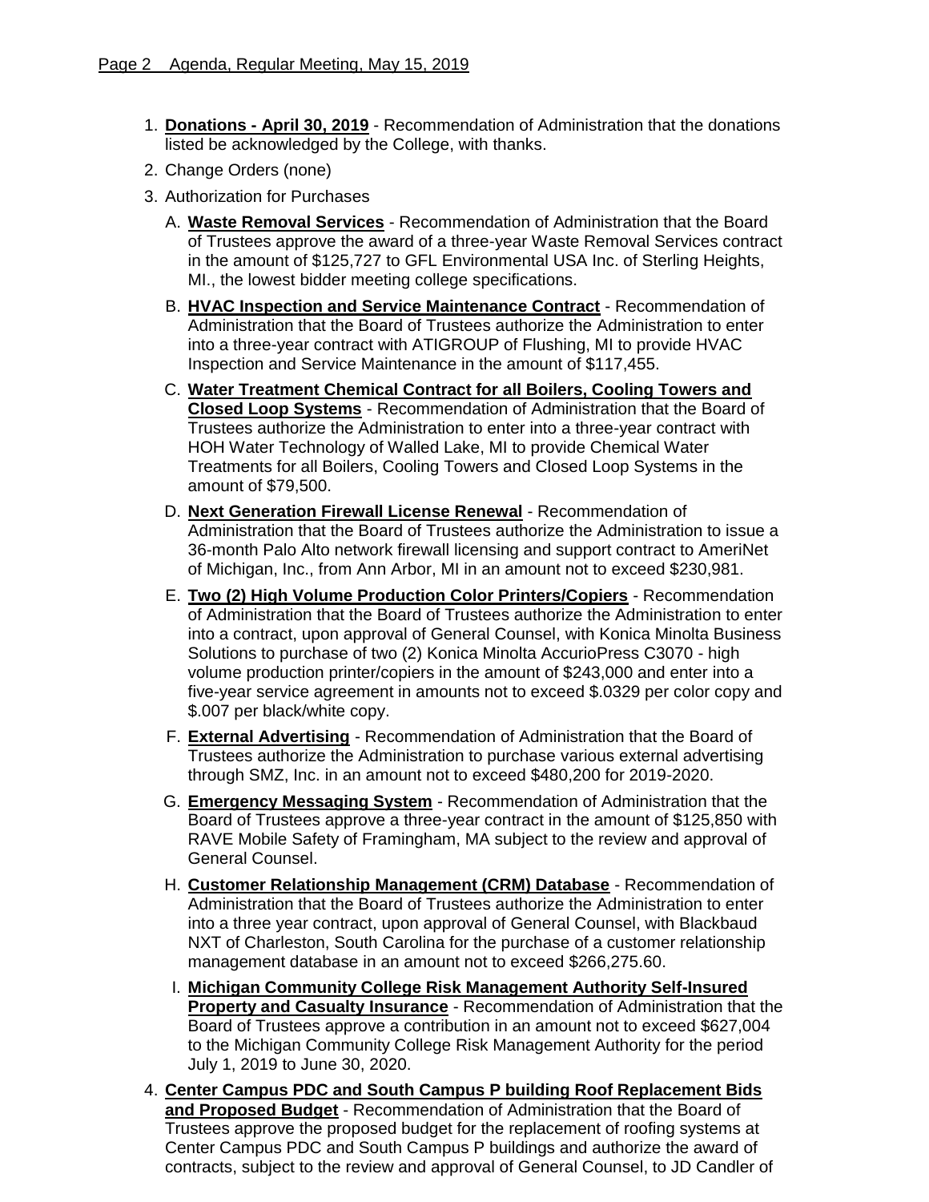1. **Donations - April 30, 2019** - Recommendation of Administration that the donations listed be acknowledged by the College, with thanks.
2. Change Orders (none)
3. Authorization for Purchases
   A. **Waste Removal Services** - Recommendation of Administration that the Board of Trustees approve the award of a three-year Waste Removal Services contract in the amount of $125,727 to GFL Environmental USA Inc. of Sterling Heights, MI., the lowest bidder meeting college specifications.

   B. **HVAC Inspection and Service Maintenance Contract** - Recommendation of Administration that the Board of Trustees authorize the Administration to enter into a three-year contract with ATIGROUP of Flushing, MI to provide HVAC Inspection and Service Maintenance in the amount of $117,455.

   C. **Water Treatment Chemical Contract for all Boilers, Cooling Towers and Closed Loop Systems** - Recommendation of Administration that the Board of Trustees authorize the Administration to enter into a three-year contract with HOH Water Technology of Walled Lake, MI to provide Chemical Water Treatments for all Boilers, Cooling Towers and Closed Loop Systems in the amount of $79,500.

   D. **Next Generation Firewall License Renewal** - Recommendation of Administration that the Board of Trustees authorize the Administration to issue a 36-month Palo Alto network firewall licensing and support contract to AmeriNet of Michigan, Inc., from Ann Arbor, MI in an amount not to exceed $230,981.

   E. **Two (2) High Volume Production Color Printers/Copiers** - Recommendation of Administration that the Board of Trustees authorize the Administration to enter into a contract, upon approval of General Counsel, with Konica Minolta Business Solutions to purchase of two (2) Konica Minolta AccurioPress C3070 - high volume production printer/copiers in the amount of $243,000 and enter into a five-year service agreement in amounts not to exceed $.0329 per color copy and $.007 per black/white copy.

   F. **External Advertising** - Recommendation of Administration that the Board of Trustees authorize the Administration to purchase various external advertising through SMZ, Inc. in an amount not to exceed $480,200 for 2019-2020.

   G. **Emergency Messaging System** - Recommendation of Administration that the Board of Trustees approve a three-year contract in the amount of $125,850 with RAVE Mobile Safety of Framingham, MA subject to the review and approval of General Counsel.

   H. **Customer Relationship Management (CRM) Database** - Recommendation of Administration that the Board of Trustees authorize the Administration to enter into a three year contract, upon approval of General Counsel, with Blackbaud NXT of Charleston, South Carolina for the purchase of a customer relationship management database in an amount not to exceed $266,275.60.

   I. **Michigan Community College Risk Management Authority Self-Insured Property and Casualty Insurance** - Recommendation of Administration that the Board of Trustees approve a contribution in an amount not to exceed $627,004 to the Michigan Community College Risk Management Authority for the period July 1, 2019 to June 30, 2020.
4. **Center Campus PDC and South Campus P building Roof Replacement Bids and Proposed Budget** - Recommendation of Administration that the Board of Trustees approve the proposed budget for the replacement of roofing systems at Center Campus PDC and South Campus P buildings and authorize the award of contracts, subject to the review and approval of General Counsel, to JD Candler of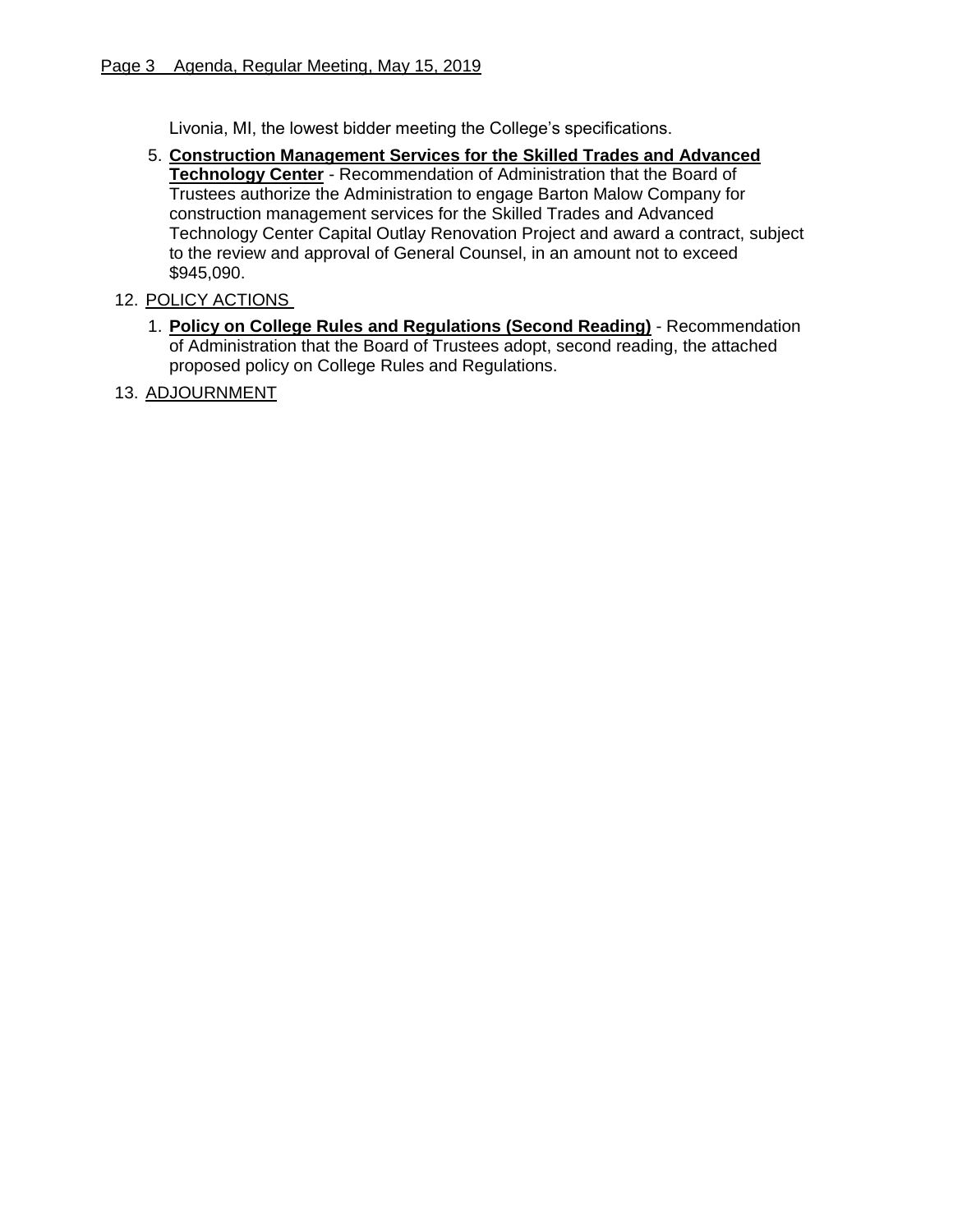Livonia, MI, the lowest bidder meeting the College's specifications.

5. **Construction Management Services for the Skilled Trades and Advanced Technology Center** - Recommendation of Administration that the Board of Trustees authorize the Administration to engage Barton Malow Company for construction management services for the Skilled Trades and Advanced Technology Center Capital Outlay Renovation Project and award a contract, subject to the review and approval of General Counsel, in an amount not to exceed $945,090.

12. POLICY ACTIONS

    1. **Policy on College Rules and Regulations (Second Reading)** - Recommendation of Administration that the Board of Trustees adopt, second reading, the attached proposed policy on College Rules and Regulations.

13. ADJOURNMENT